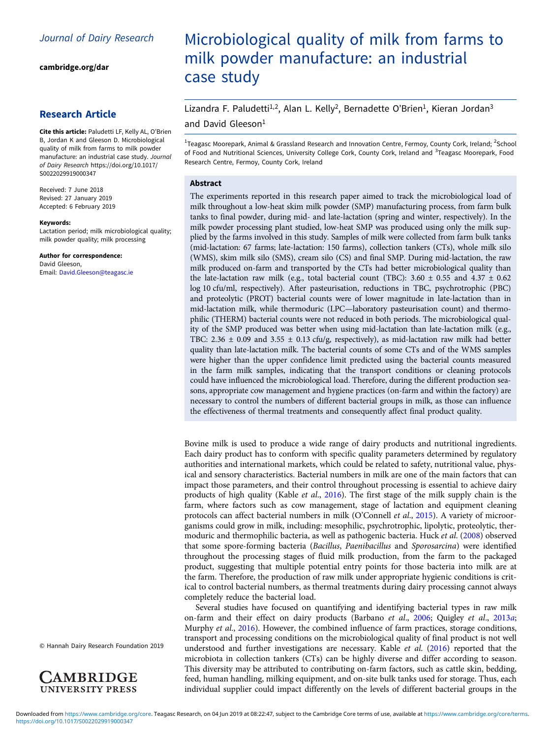*Journal of Dairy Research*

cambridge.org/dar

## Research Article

**Cite this article:** Paludetti LF, Kelly AL, O'Brien B, Jordan K and Gleeson D. Microbiological quality of milk from farms to milk powder manufacture: an industrial case study. *Journal of Dairy Research* https://doi.org/10.1017/S0022029919000347

Received: 7 June 2018
Revised: 27 January 2019
Accepted: 6 February 2019

**Keywords:**
Lactation period; milk microbiological quality; milk powder quality; milk processing

**Author for correspondence:**
David Gleeson,
Email: David.Gleeson@teagasc.ie

© Hannah Dairy Research Foundation 2019

# Microbiological quality of milk from farms to milk powder manufacture: an industrial case study

Lizandra F. Paludetti[1,2], Alan L. Kelly[2], Bernadette O'Brien[1], Kieran Jordan[3] and David Gleeson[1]

[1]Teagasc Moorepark, Animal & Grassland Research and Innovation Centre, Fermoy, County Cork, Ireland; [2]School of Food and Nutritional Sciences, University College Cork, County Cork, Ireland and [3]Teagasc Moorepark, Food Research Centre, Fermoy, County Cork, Ireland

### Abstract

The experiments reported in this research paper aimed to track the microbiological load of milk throughout a low-heat skim milk powder (SMP) manufacturing process, from farm bulk tanks to final powder, during mid- and late-lactation (spring and winter, respectively). In the milk powder processing plant studied, low-heat SMP was produced using only the milk supplied by the farms involved in this study. Samples of milk were collected from farm bulk tanks (mid-lactation: 67 farms; late-lactation: 150 farms), collection tankers (CTs), whole milk silo (WMS), skim milk silo (SMS), cream silo (CS) and final SMP. During mid-lactation, the raw milk produced on-farm and transported by the CTs had better microbiological quality than the late-lactation raw milk (e.g., total bacterial count (TBC): 3.60 ± 0.55 and 4.37 ± 0.62 log 10 cfu/ml, respectively). After pasteurisation, reductions in TBC, psychrotrophic (PBC) and proteolytic (PROT) bacterial counts were of lower magnitude in late-lactation than in mid-lactation milk, while thermoduric (LPC—laboratory pasteurisation count) and thermophilic (THERM) bacterial counts were not reduced in both periods. The microbiological quality of the SMP produced was better when using mid-lactation than late-lactation milk (e.g., TBC: 2.36 ± 0.09 and 3.55 ± 0.13 cfu/g, respectively), as mid-lactation raw milk had better quality than late-lactation milk. The bacterial counts of some CTs and of the WMS samples were higher than the upper confidence limit predicted using the bacterial counts measured in the farm milk samples, indicating that the transport conditions or cleaning protocols could have influenced the microbiological load. Therefore, during the different production seasons, appropriate cow management and hygiene practices (on-farm and within the factory) are necessary to control the numbers of different bacterial groups in milk, as those can influence the effectiveness of thermal treatments and consequently affect final product quality.

Bovine milk is used to produce a wide range of dairy products and nutritional ingredients. Each dairy product has to conform with specific quality parameters determined by regulatory authorities and international markets, which could be related to safety, nutritional value, physical and sensory characteristics. Bacterial numbers in milk are one of the main factors that can impact those parameters, and their control throughout processing is essential to achieve dairy products of high quality (Kable *et al.*, 2016). The first stage of the milk supply chain is the farm, where factors such as cow management, stage of lactation and equipment cleaning protocols can affect bacterial numbers in milk (O'Connell *et al.*, 2015). A variety of microorganisms could grow in milk, including: mesophilic, psychrotrophic, lipolytic, proteolytic, thermoduric and thermophilic bacteria, as well as pathogenic bacteria. Huck *et al.* (2008) observed that some spore-forming bacteria (*Bacillus*, *Paenibacillus* and *Sporosarcina*) were identified throughout the processing stages of fluid milk production, from the farm to the packaged product, suggesting that multiple potential entry points for those bacteria into milk are at the farm. Therefore, the production of raw milk under appropriate hygienic conditions is critical to control bacterial numbers, as thermal treatments during dairy processing cannot always completely reduce the bacterial load.

Several studies have focused on quantifying and identifying bacterial types in raw milk on-farm and their effect on dairy products (Barbano *et al.*, 2006; Quigley *et al.*, 2013*a*; Murphy *et al.*, 2016). However, the combined influence of farm practices, storage conditions, transport and processing conditions on the microbiological quality of final product is not well understood and further investigations are necessary. Kable *et al.* (2016) reported that the microbiota in collection tankers (CTs) can be highly diverse and differ according to season. This diversity may be attributed to contributing on-farm factors, such as cattle skin, bedding, feed, human handling, milking equipment, and on-site bulk tanks used for storage. Thus, each individual supplier could impact differently on the levels of different bacterial groups in the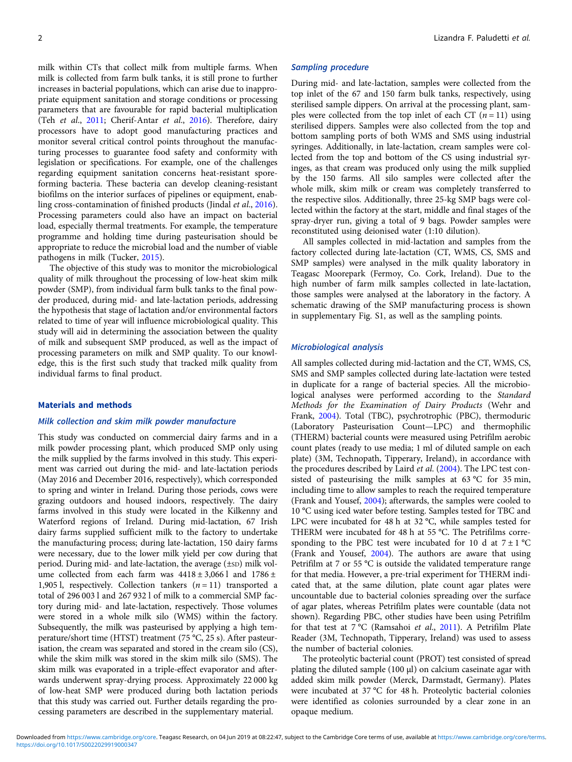milk within CTs that collect milk from multiple farms. When milk is collected from farm bulk tanks, it is still prone to further increases in bacterial populations, which can arise due to inappropriate equipment sanitation and storage conditions or processing parameters that are favourable for rapid bacterial multiplication (Teh *et al*., 2011; Cherif-Antar *et al*., 2016). Therefore, dairy processors have to adopt good manufacturing practices and monitor several critical control points throughout the manufacturing processes to guarantee food safety and conformity with legislation or specifications. For example, one of the challenges regarding equipment sanitation concerns heat-resistant spore-forming bacteria. These bacteria can develop cleaning-resistant biofilms on the interior surfaces of pipelines or equipment, enabling cross-contamination of finished products (Jindal *et al*., 2016). Processing parameters could also have an impact on bacterial load, especially thermal treatments. For example, the temperature programme and holding time during pasteurisation should be appropriate to reduce the microbial load and the number of viable pathogens in milk (Tucker, 2015).

The objective of this study was to monitor the microbiological quality of milk throughout the processing of low-heat skim milk powder (SMP), from individual farm bulk tanks to the final powder produced, during mid- and late-lactation periods, addressing the hypothesis that stage of lactation and/or environmental factors related to time of year will influence microbiological quality. This study will aid in determining the association between the quality of milk and subsequent SMP produced, as well as the impact of processing parameters on milk and SMP quality. To our knowledge, this is the first such study that tracked milk quality from individual farms to final product.

## Materials and methods

### Milk collection and skim milk powder manufacture

This study was conducted on commercial dairy farms and in a milk powder processing plant, which produced SMP only using the milk supplied by the farms involved in this study. This experiment was carried out during the mid- and late-lactation periods (May 2016 and December 2016, respectively), which corresponded to spring and winter in Ireland. During those periods, cows were grazing outdoors and housed indoors, respectively. The dairy farms involved in this study were located in the Kilkenny and Waterford regions of Ireland. During mid-lactation, 67 Irish dairy farms supplied sufficient milk to the factory to undertake the manufacturing process; during late-lactation, 150 dairy farms were necessary, due to the lower milk yield per cow during that period. During mid- and late-lactation, the average (±SD) milk volume collected from each farm was 4418 ± 3,066 l and 1786 ± 1,905 l, respectively. Collection tankers ($n = 11$) transported a total of 296 003 l and 267 932 l of milk to a commercial SMP factory during mid- and late-lactation, respectively. Those volumes were stored in a whole milk silo (WMS) within the factory. Subsequently, the milk was pasteurised by applying a high temperature/short time (HTST) treatment (75 °C, 25 s). After pasteurisation, the cream was separated and stored in the cream silo (CS), while the skim milk was stored in the skim milk silo (SMS). The skim milk was evaporated in a triple-effect evaporator and afterwards underwent spray-drying process. Approximately 22 000 kg of low-heat SMP were produced during both lactation periods that this study was carried out. Further details regarding the processing parameters are described in the supplementary material.

### Sampling procedure

During mid- and late-lactation, samples were collected from the top inlet of the 67 and 150 farm bulk tanks, respectively, using sterilised sample dippers. On arrival at the processing plant, samples were collected from the top inlet of each CT ($n = 11$) using sterilised dippers. Samples were also collected from the top and bottom sampling ports of both WMS and SMS using industrial syringes. Additionally, in late-lactation, cream samples were collected from the top and bottom of the CS using industrial syringes, as that cream was produced only using the milk supplied by the 150 farms. All silo samples were collected after the whole milk, skim milk or cream was completely transferred to the respective silos. Additionally, three 25-kg SMP bags were collected within the factory at the start, middle and final stages of the spray-dryer run, giving a total of 9 bags. Powder samples were reconstituted using deionised water (1:10 dilution).

All samples collected in mid-lactation and samples from the factory collected during late-lactation (CT, WMS, CS, SMS and SMP samples) were analysed in the milk quality laboratory in Teagasc Moorepark (Fermoy, Co. Cork, Ireland). Due to the high number of farm milk samples collected in late-lactation, those samples were analysed at the laboratory in the factory. A schematic drawing of the SMP manufacturing process is shown in supplementary Fig. S1, as well as the sampling points.

### Microbiological analysis

All samples collected during mid-lactation and the CT, WMS, CS, SMS and SMP samples collected during late-lactation were tested in duplicate for a range of bacterial species. All the microbiological analyses were performed according to the *Standard Methods for the Examination of Dairy Products* (Wehr and Frank, 2004). Total (TBC), psychrotrophic (PBC), thermoduric (Laboratory Pasteurisation Count—LPC) and thermophilic (THERM) bacterial counts were measured using Petrifilm aerobic count plates (ready to use media; 1 ml of diluted sample on each plate) (3M, Technopath, Tipperary, Ireland), in accordance with the procedures described by Laird *et al*. (2004). The LPC test consisted of pasteurising the milk samples at 63 °C for 35 min, including time to allow samples to reach the required temperature (Frank and Yousef, 2004); afterwards, the samples were cooled to 10 °C using iced water before testing. Samples tested for TBC and LPC were incubated for 48 h at 32 °C, while samples tested for THERM were incubated for 48 h at 55 °C. The Petrifilms corresponding to the PBC test were incubated for 10 d at 7 ± 1 °C (Frank and Yousef, 2004). The authors are aware that using Petrifilm at 7 or 55 °C is outside the validated temperature range for that media. However, a pre-trial experiment for THERM indicated that, at the same dilution, plate count agar plates were uncountable due to bacterial colonies spreading over the surface of agar plates, whereas Petrifilm plates were countable (data not shown). Regarding PBC, other studies have been using Petrifilm for that test at 7 °C (Ramsahoi *et al*., 2011). A Petrifilm Plate Reader (3M, Technopath, Tipperary, Ireland) was used to assess the number of bacterial colonies.

The proteolytic bacterial count (PROT) test consisted of spread plating the diluted sample (100 µl) on calcium caseinate agar with added skim milk powder (Merck, Darmstadt, Germany). Plates were incubated at 37 °C for 48 h. Proteolytic bacterial colonies were identified as colonies surrounded by a clear zone in an opaque medium.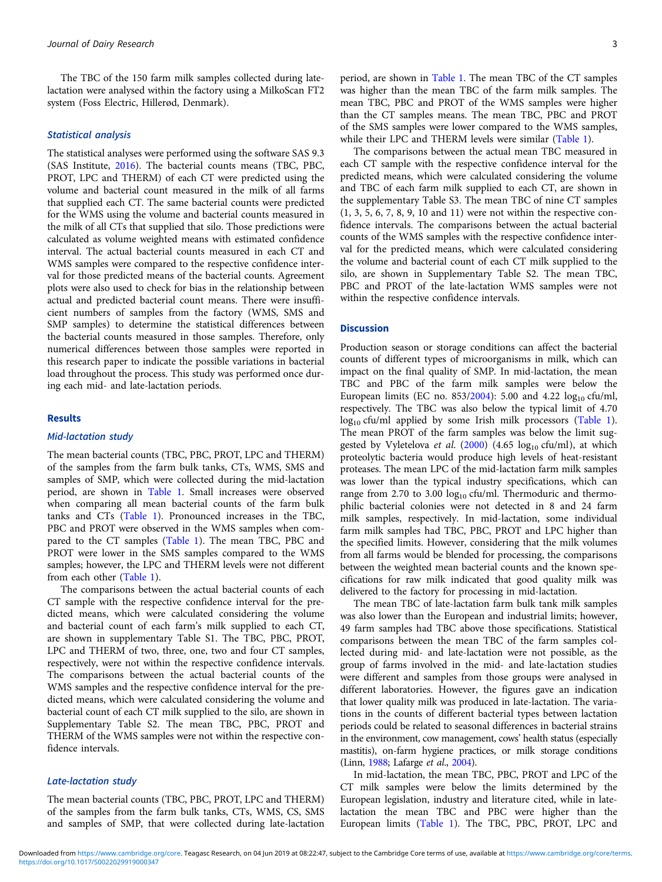The TBC of the 150 farm milk samples collected during late-lactation were analysed within the factory using a MilkoScan FT2 system (Foss Electric, Hillerød, Denmark).

### Statistical analysis

The statistical analyses were performed using the software SAS 9.3 (SAS Institute, 2016). The bacterial counts means (TBC, PBC, PROT, LPC and THERM) of each CT were predicted using the volume and bacterial count measured in the milk of all farms that supplied each CT. The same bacterial counts were predicted for the WMS using the volume and bacterial counts measured in the milk of all CTs that supplied that silo. Those predictions were calculated as volume weighted means with estimated confidence interval. The actual bacterial counts measured in each CT and WMS samples were compared to the respective confidence interval for those predicted means of the bacterial counts. Agreement plots were also used to check for bias in the relationship between actual and predicted bacterial count means. There were insufficient numbers of samples from the factory (WMS, SMS and SMP samples) to determine the statistical differences between the bacterial counts measured in those samples. Therefore, only numerical differences between those samples were reported in this research paper to indicate the possible variations in bacterial load throughout the process. This study was performed once during each mid- and late-lactation periods.

## Results

### Mid-lactation study

The mean bacterial counts (TBC, PBC, PROT, LPC and THERM) of the samples from the farm bulk tanks, CTs, WMS, SMS and samples of SMP, which were collected during the mid-lactation period, are shown in Table 1. Small increases were observed when comparing all mean bacterial counts of the farm bulk tanks and CTs (Table 1). Pronounced increases in the TBC, PBC and PROT were observed in the WMS samples when compared to the CT samples (Table 1). The mean TBC, PBC and PROT were lower in the SMS samples compared to the WMS samples; however, the LPC and THERM levels were not different from each other (Table 1).

The comparisons between the actual bacterial counts of each CT sample with the respective confidence interval for the predicted means, which were calculated considering the volume and bacterial count of each farm's milk supplied to each CT, are shown in supplementary Table S1. The TBC, PBC, PROT, LPC and THERM of two, three, one, two and four CT samples, respectively, were not within the respective confidence intervals. The comparisons between the actual bacterial counts of the WMS samples and the respective confidence interval for the predicted means, which were calculated considering the volume and bacterial count of each CT milk supplied to the silo, are shown in Supplementary Table S2. The mean TBC, PBC, PROT and THERM of the WMS samples were not within the respective confidence intervals.

### Late-lactation study

The mean bacterial counts (TBC, PBC, PROT, LPC and THERM) of the samples from the farm bulk tanks, CTs, WMS, CS, SMS and samples of SMP, that were collected during late-lactation period, are shown in Table 1. The mean TBC of the CT samples was higher than the mean TBC of the farm milk samples. The mean TBC, PBC and PROT of the WMS samples were higher than the CT samples means. The mean TBC, PBC and PROT of the SMS samples were lower compared to the WMS samples, while their LPC and THERM levels were similar (Table 1).

The comparisons between the actual mean TBC measured in each CT sample with the respective confidence interval for the predicted means, which were calculated considering the volume and TBC of each farm milk supplied to each CT, are shown in the supplementary Table S3. The mean TBC of nine CT samples (1, 3, 5, 6, 7, 8, 9, 10 and 11) were not within the respective confidence intervals. The comparisons between the actual bacterial counts of the WMS samples with the respective confidence interval for the predicted means, which were calculated considering the volume and bacterial count of each CT milk supplied to the silo, are shown in Supplementary Table S2. The mean TBC, PBC and PROT of the late-lactation WMS samples were not within the respective confidence intervals.

## Discussion

Production season or storage conditions can affect the bacterial counts of different types of microorganisms in milk, which can impact on the final quality of SMP. In mid-lactation, the mean TBC and PBC of the farm milk samples were below the European limits (EC no. 853/2004): 5.00 and 4.22 $\log_{10}$ cfu/ml, respectively. The TBC was also below the typical limit of 4.70 $\log_{10}$ cfu/ml applied by some Irish milk processors (Table 1). The mean PROT of the farm samples was below the limit suggested by Vyletelova *et al.* (2000) (4.65 $\log_{10}$ cfu/ml), at which proteolytic bacteria would produce high levels of heat-resistant proteases. The mean LPC of the mid-lactation farm milk samples was lower than the typical industry specifications, which can range from 2.70 to 3.00 $\log_{10}$ cfu/ml. Thermoduric and thermophilic bacterial colonies were not detected in 8 and 24 farm milk samples, respectively. In mid-lactation, some individual farm milk samples had TBC, PBC, PROT and LPC higher than the specified limits. However, considering that the milk volumes from all farms would be blended for processing, the comparisons between the weighted mean bacterial counts and the known specifications for raw milk indicated that good quality milk was delivered to the factory for processing in mid-lactation.

The mean TBC of late-lactation farm bulk tank milk samples was also lower than the European and industrial limits; however, 49 farm samples had TBC above those specifications. Statistical comparisons between the mean TBC of the farm samples collected during mid- and late-lactation were not possible, as the group of farms involved in the mid- and late-lactation studies were different and samples from those groups were analysed in different laboratories. However, the figures gave an indication that lower quality milk was produced in late-lactation. The variations in the counts of different bacterial types between lactation periods could be related to seasonal differences in bacterial strains in the environment, cow management, cows' health status (especially mastitis), on-farm hygiene practices, or milk storage conditions (Linn, 1988; Lafarge *et al.*, 2004).

In mid-lactation, the mean TBC, PBC, PROT and LPC of the CT milk samples were below the limits determined by the European legislation, industry and literature cited, while in late-lactation the mean TBC and PBC were higher than the European limits (Table 1). The TBC, PBC, PROT, LPC and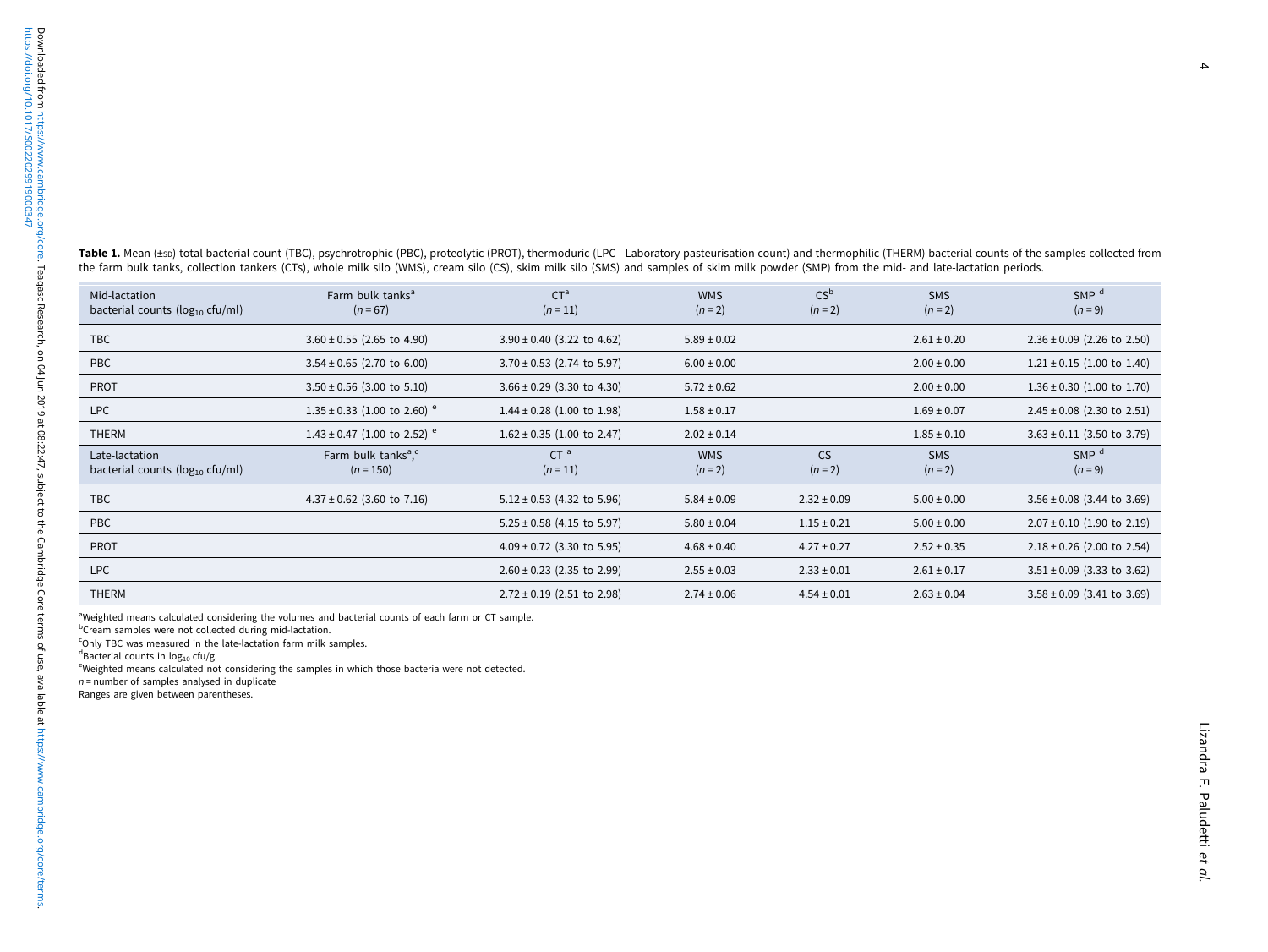**Table 1.** Mean (±SD) total bacterial count (TBC), psychrotrophic (PBC), proteolytic (PROT), thermoduric (LPC—Laboratory pasteurisation count) and thermophilic (THERM) bacterial counts of the samples collected from the farm bulk tanks, collection tankers (CTs), whole milk silo (WMS), cream silo (CS), skim milk silo (SMS) and samples of skim milk powder (SMP) from the mid- and late-lactation periods.

| Mid-lactation bacterial counts ($log_{10}$ cfu/ml) | Farm bulk tanks[a] ($n = 67$) | CT[a] ($n = 11$) | WMS ($n = 2$) | CS[b] ($n = 2$) | SMS ($n = 2$) | SMP [d] ($n = 9$) |
|---|---|---|---|---|---|---|
| TBC | 3.60 ± 0.55 (2.65 to 4.90) | 3.90 ± 0.40 (3.22 to 4.62) | 5.89 ± 0.02 | | 2.61 ± 0.20 | 2.36 ± 0.09 (2.26 to 2.50) |
| PBC | 3.54 ± 0.65 (2.70 to 6.00) | 3.70 ± 0.53 (2.74 to 5.97) | 6.00 ± 0.00 | | 2.00 ± 0.00 | 1.21 ± 0.15 (1.00 to 1.40) |
| PROT | 3.50 ± 0.56 (3.00 to 5.10) | 3.66 ± 0.29 (3.30 to 4.30) | 5.72 ± 0.62 | | 2.00 ± 0.00 | 1.36 ± 0.30 (1.00 to 1.70) |
| LPC | 1.35 ± 0.33 (1.00 to 2.60) [e] | 1.44 ± 0.28 (1.00 to 1.98) | 1.58 ± 0.17 | | 1.69 ± 0.07 | 2.45 ± 0.08 (2.30 to 2.51) |
| THERM | 1.43 ± 0.47 (1.00 to 2.52) [e] | 1.62 ± 0.35 (1.00 to 2.47) | 2.02 ± 0.14 | | 1.85 ± 0.10 | 3.63 ± 0.11 (3.50 to 3.79) |
| **Late-lactation bacterial counts ($log_{10}$ cfu/ml)** | **Farm bulk tanks[a],[c] ($n = 150$)** | **CT [a] ($n = 11$)** | **WMS ($n = 2$)** | **CS ($n = 2$)** | **SMS ($n = 2$)** | **SMP [d] ($n = 9$)** |
| TBC | 4.37 ± 0.62 (3.60 to 7.16) | 5.12 ± 0.53 (4.32 to 5.96) | 5.84 ± 0.09 | 2.32 ± 0.09 | 5.00 ± 0.00 | 3.56 ± 0.08 (3.44 to 3.69) |
| PBC | | 5.25 ± 0.58 (4.15 to 5.97) | 5.80 ± 0.04 | 1.15 ± 0.21 | 5.00 ± 0.00 | 2.07 ± 0.10 (1.90 to 2.19) |
| PROT | | 4.09 ± 0.72 (3.30 to 5.95) | 4.68 ± 0.40 | 4.27 ± 0.27 | 2.52 ± 0.35 | 2.18 ± 0.26 (2.00 to 2.54) |
| LPC | | 2.60 ± 0.23 (2.35 to 2.99) | 2.55 ± 0.03 | 2.33 ± 0.01 | 2.61 ± 0.17 | 3.51 ± 0.09 (3.33 to 3.62) |
| THERM | | 2.72 ± 0.19 (2.51 to 2.98) | 2.74 ± 0.06 | 4.54 ± 0.01 | 2.63 ± 0.04 | 3.58 ± 0.09 (3.41 to 3.69) |

[a]Weighted means calculated considering the volumes and bacterial counts of each farm or CT sample.
[b]Cream samples were not collected during mid-lactation.
[c]Only TBC was measured in the late-lactation farm milk samples.
[d]Bacterial counts in $log_{10}$ cfu/g.
[e]Weighted means calculated not considering the samples in which those bacteria were not detected.
$n$ = number of samples analysed in duplicate
Ranges are given between parentheses.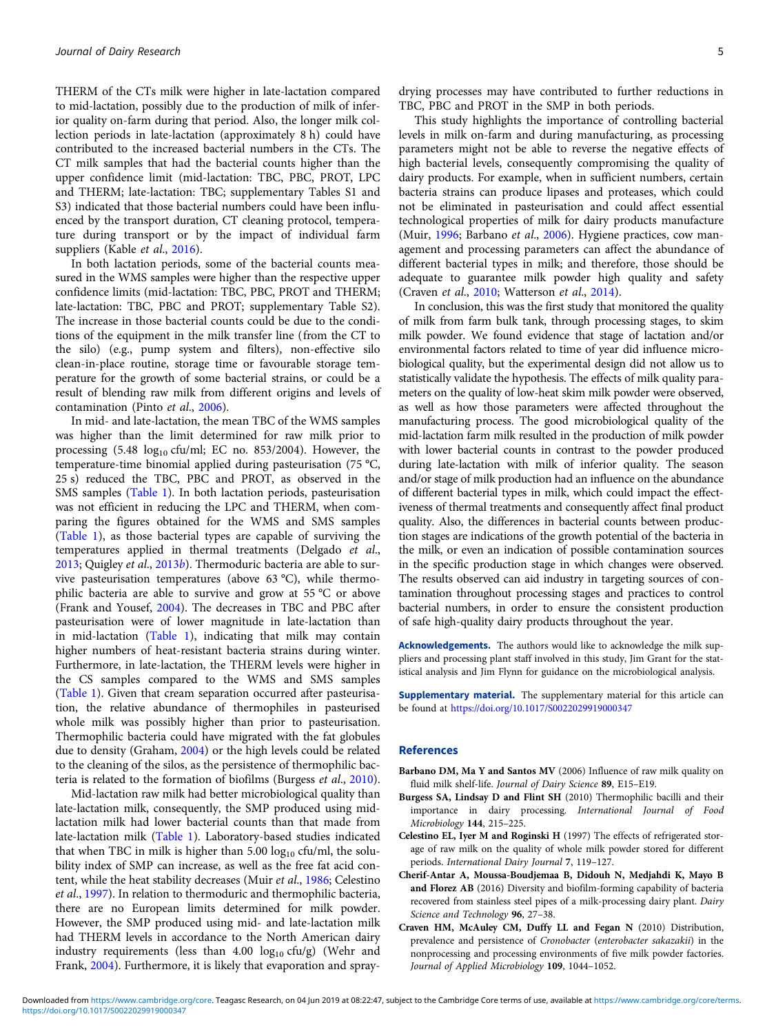THERM of the CTs milk were higher in late-lactation compared to mid-lactation, possibly due to the production of milk of inferior quality on-farm during that period. Also, the longer milk collection periods in late-lactation (approximately 8 h) could have contributed to the increased bacterial numbers in the CTs. The CT milk samples that had the bacterial counts higher than the upper confidence limit (mid-lactation: TBC, PBC, PROT, LPC and THERM; late-lactation: TBC; supplementary Tables S1 and S3) indicated that those bacterial numbers could have been influenced by the transport duration, CT cleaning protocol, temperature during transport or by the impact of individual farm suppliers (Kable *et al.*, 2016).

In both lactation periods, some of the bacterial counts measured in the WMS samples were higher than the respective upper confidence limits (mid-lactation: TBC, PBC, PROT and THERM; late-lactation: TBC, PBC and PROT; supplementary Table S2). The increase in those bacterial counts could be due to the conditions of the equipment in the milk transfer line (from the CT to the silo) (e.g., pump system and filters), non-effective silo clean-in-place routine, storage time or favourable storage temperature for the growth of some bacterial strains, or could be a result of blending raw milk from different origins and levels of contamination (Pinto *et al.*, 2006).

In mid- and late-lactation, the mean TBC of the WMS samples was higher than the limit determined for raw milk prior to processing (5.48 $\log_{10}$ cfu/ml; EC no. 853/2004). However, the temperature-time binomial applied during pasteurisation (75 °C, 25 s) reduced the TBC, PBC and PROT, as observed in the SMS samples (Table 1). In both lactation periods, pasteurisation was not efficient in reducing the LPC and THERM, when comparing the figures obtained for the WMS and SMS samples (Table 1), as those bacterial types are capable of surviving the temperatures applied in thermal treatments (Delgado *et al.*, 2013; Quigley *et al.*, 2013*b*). Thermoduric bacteria are able to survive pasteurisation temperatures (above 63 °C), while thermophilic bacteria are able to survive and grow at 55 °C or above (Frank and Yousef, 2004). The decreases in TBC and PBC after pasteurisation were of lower magnitude in late-lactation than in mid-lactation (Table 1), indicating that milk may contain higher numbers of heat-resistant bacteria strains during winter. Furthermore, in late-lactation, the THERM levels were higher in the CS samples compared to the WMS and SMS samples (Table 1). Given that cream separation occurred after pasteurisation, the relative abundance of thermophiles in pasteurised whole milk was possibly higher than prior to pasteurisation. Thermophilic bacteria could have migrated with the fat globules due to density (Graham, 2004) or the high levels could be related to the cleaning of the silos, as the persistence of thermophilic bacteria is related to the formation of biofilms (Burgess *et al.*, 2010).

Mid-lactation raw milk had better microbiological quality than late-lactation milk, consequently, the SMP produced using mid-lactation milk had lower bacterial counts than that made from late-lactation milk (Table 1). Laboratory-based studies indicated that when TBC in milk is higher than 5.00 $\log_{10}$ cfu/ml, the solubility index of SMP can increase, as well as the free fat acid content, while the heat stability decreases (Muir *et al.*, 1986; Celestino *et al.*, 1997). In relation to thermoduric and thermophilic bacteria, there are no European limits determined for milk powder. However, the SMP produced using mid- and late-lactation milk had THERM levels in accordance to the North American dairy industry requirements (less than 4.00 $\log_{10}$ cfu/g) (Wehr and Frank, 2004). Furthermore, it is likely that evaporation and spray-drying processes may have contributed to further reductions in TBC, PBC and PROT in the SMP in both periods.

This study highlights the importance of controlling bacterial levels in milk on-farm and during manufacturing, as processing parameters might not be able to reverse the negative effects of high bacterial levels, consequently compromising the quality of dairy products. For example, when in sufficient numbers, certain bacteria strains can produce lipases and proteases, which could not be eliminated in pasteurisation and could affect essential technological properties of milk for dairy products manufacture (Muir, 1996; Barbano *et al.*, 2006). Hygiene practices, cow management and processing parameters can affect the abundance of different bacterial types in milk; and therefore, those should be adequate to guarantee milk powder high quality and safety (Craven *et al.*, 2010; Watterson *et al.*, 2014).

In conclusion, this was the first study that monitored the quality of milk from farm bulk tank, through processing stages, to skim milk powder. We found evidence that stage of lactation and/or environmental factors related to time of year did influence microbiological quality, but the experimental design did not allow us to statistically validate the hypothesis. The effects of milk quality parameters on the quality of low-heat skim milk powder were observed, as well as how those parameters were affected throughout the manufacturing process. The good microbiological quality of the mid-lactation farm milk resulted in the production of milk powder with lower bacterial counts in contrast to the powder produced during late-lactation with milk of inferior quality. The season and/or stage of milk production had an influence on the abundance of different bacterial types in milk, which could impact the effectiveness of thermal treatments and consequently affect final product quality. Also, the differences in bacterial counts between production stages are indications of the growth potential of the bacteria in the milk, or even an indication of possible contamination sources in the specific production stage in which changes were observed. The results observed can aid industry in targeting sources of contamination throughout processing stages and practices to control bacterial numbers, in order to ensure the consistent production of safe high-quality dairy products throughout the year.

**Acknowledgements.** The authors would like to acknowledge the milk suppliers and processing plant staff involved in this study, Jim Grant for the statistical analysis and Jim Flynn for guidance on the microbiological analysis.

**Supplementary material.** The supplementary material for this article can be found at https://doi.org/10.1017/S0022029919000347

## References

**Barbano DM, Ma Y and Santos MV** (2006) Influence of raw milk quality on fluid milk shelf-life. *Journal of Dairy Science* **89**, E15–E19.

**Burgess SA, Lindsay D and Flint SH** (2010) Thermophilic bacilli and their importance in dairy processing. *International Journal of Food Microbiology* **144**, 215–225.

**Celestino EL, Iyer M and Roginski H** (1997) The effects of refrigerated storage of raw milk on the quality of whole milk powder stored for different periods. *International Dairy Journal* **7**, 119–127.

**Cherif-Antar A, Moussa-Boudjemaa B, Didouh N, Medjahdi K, Mayo B and Florez AB** (2016) Diversity and biofilm-forming capability of bacteria recovered from stainless steel pipes of a milk-processing dairy plant. *Dairy Science and Technology* **96**, 27–38.

**Craven HM, McAuley CM, Duffy LL and Fegan N** (2010) Distribution, prevalence and persistence of *Cronobacter* (*enterobacter sakazakii*) in the nonprocessing and processing environments of five milk powder factories. *Journal of Applied Microbiology* **109**, 1044–1052.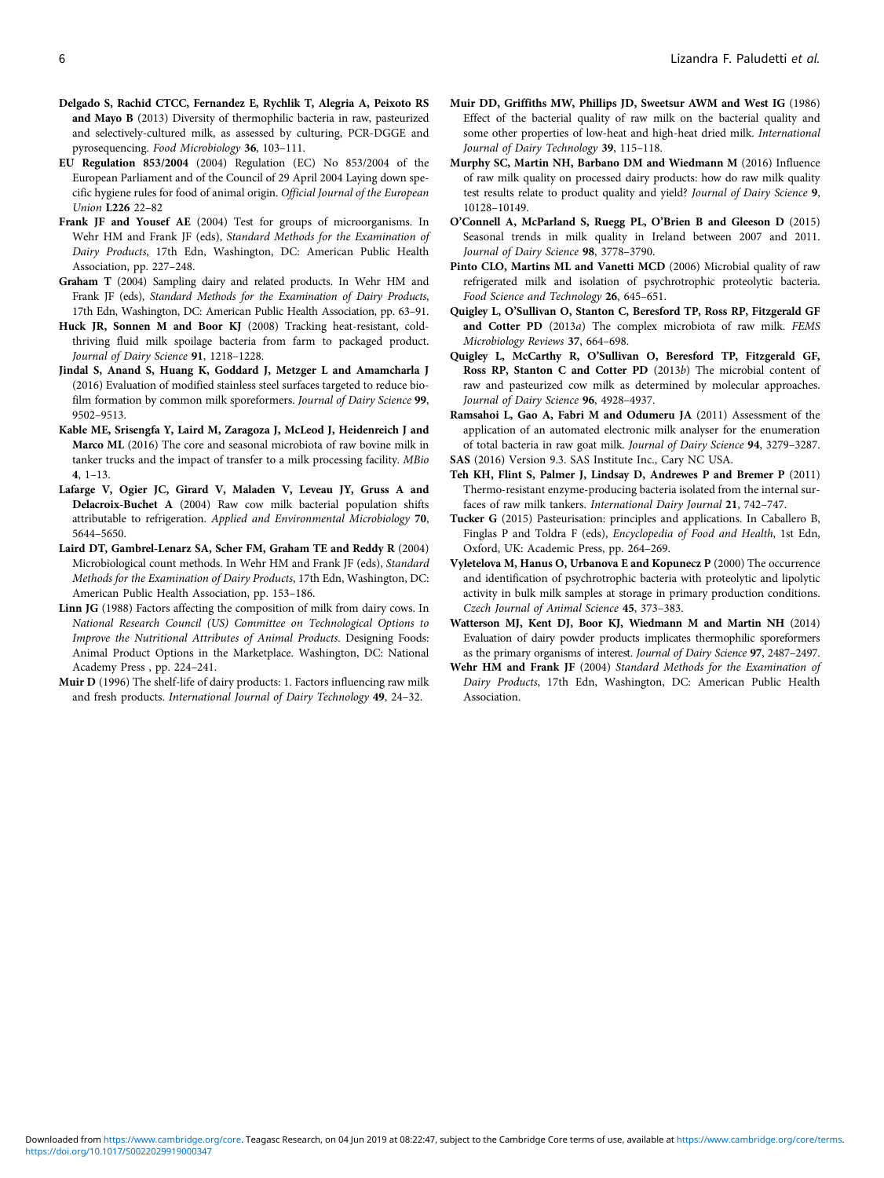**Delgado S, Rachid CTCC, Fernandez E, Rychlik T, Alegria A, Peixoto RS and Mayo B** (2013) Diversity of thermophilic bacteria in raw, pasteurized and selectively-cultured milk, as assessed by culturing, PCR-DGGE and pyrosequencing. *Food Microbiology* **36**, 103–111.

**EU Regulation 853/2004** (2004) Regulation (EC) No 853/2004 of the European Parliament and of the Council of 29 April 2004 Laying down specific hygiene rules for food of animal origin. *Official Journal of the European Union* **L226** 22–82

**Frank JF and Yousef AE** (2004) Test for groups of microorganisms. In Wehr HM and Frank JF (eds), *Standard Methods for the Examination of Dairy Products*, 17th Edn, Washington, DC: American Public Health Association, pp. 227–248.

**Graham T** (2004) Sampling dairy and related products. In Wehr HM and Frank JF (eds), *Standard Methods for the Examination of Dairy Products*, 17th Edn, Washington, DC: American Public Health Association, pp. 63–91.

**Huck JR, Sonnen M and Boor KJ** (2008) Tracking heat-resistant, cold-thriving fluid milk spoilage bacteria from farm to packaged product. *Journal of Dairy Science* **91**, 1218–1228.

**Jindal S, Anand S, Huang K, Goddard J, Metzger L and Amamcharla J** (2016) Evaluation of modified stainless steel surfaces targeted to reduce biofilm formation by common milk sporeformers. *Journal of Dairy Science* **99**, 9502–9513.

**Kable ME, Srisengfa Y, Laird M, Zaragoza J, McLeod J, Heidenreich J and Marco ML** (2016) The core and seasonal microbiota of raw bovine milk in tanker trucks and the impact of transfer to a milk processing facility. *MBio* **4**, 1–13.

**Lafarge V, Ogier JC, Girard V, Maladen V, Leveau JY, Gruss A and Delacroix-Buchet A** (2004) Raw cow milk bacterial population shifts attributable to refrigeration. *Applied and Environmental Microbiology* **70**, 5644–5650.

**Laird DT, Gambrel-Lenarz SA, Scher FM, Graham TE and Reddy R** (2004) Microbiological count methods. In Wehr HM and Frank JF (eds), *Standard Methods for the Examination of Dairy Products*, 17th Edn, Washington, DC: American Public Health Association, pp. 153–186.

**Linn JG** (1988) Factors affecting the composition of milk from dairy cows. In *National Research Council (US) Committee on Technological Options to Improve the Nutritional Attributes of Animal Products*. Designing Foods: Animal Product Options in the Marketplace. Washington, DC: National Academy Press , pp. 224–241.

**Muir D** (1996) The shelf-life of dairy products: 1. Factors influencing raw milk and fresh products. *International Journal of Dairy Technology* **49**, 24–32.

**Muir DD, Griffiths MW, Phillips JD, Sweetsur AWM and West IG** (1986) Effect of the bacterial quality of raw milk on the bacterial quality and some other properties of low-heat and high-heat dried milk. *International Journal of Dairy Technology* **39**, 115–118.

**Murphy SC, Martin NH, Barbano DM and Wiedmann M** (2016) Influence of raw milk quality on processed dairy products: how do raw milk quality test results relate to product quality and yield? *Journal of Dairy Science* **9**, 10128–10149.

**O'Connell A, McParland S, Ruegg PL, O'Brien B and Gleeson D** (2015) Seasonal trends in milk quality in Ireland between 2007 and 2011. *Journal of Dairy Science* **98**, 3778–3790.

**Pinto CLO, Martins ML and Vanetti MCD** (2006) Microbial quality of raw refrigerated milk and isolation of psychrotrophic proteolytic bacteria. *Food Science and Technology* **26**, 645–651.

**Quigley L, O'Sullivan O, Stanton C, Beresford TP, Ross RP, Fitzgerald GF and Cotter PD** (2013*a*) The complex microbiota of raw milk. *FEMS Microbiology Reviews* **37**, 664–698.

**Quigley L, McCarthy R, O'Sullivan O, Beresford TP, Fitzgerald GF, Ross RP, Stanton C and Cotter PD** (2013*b*) The microbial content of raw and pasteurized cow milk as determined by molecular approaches. *Journal of Dairy Science* **96**, 4928–4937.

**Ramsahoi L, Gao A, Fabri M and Odumeru JA** (2011) Assessment of the application of an automated electronic milk analyser for the enumeration of total bacteria in raw goat milk. *Journal of Dairy Science* **94**, 3279–3287.

**SAS** (2016) Version 9.3. SAS Institute Inc., Cary NC USA.

**Teh KH, Flint S, Palmer J, Lindsay D, Andrewes P and Bremer P** (2011) Thermo-resistant enzyme-producing bacteria isolated from the internal surfaces of raw milk tankers. *International Dairy Journal* **21**, 742–747.

**Tucker G** (2015) Pasteurisation: principles and applications. In Caballero B, Finglas P and Toldra F (eds), *Encyclopedia of Food and Health*, 1st Edn, Oxford, UK: Academic Press, pp. 264–269.

**Vyletelova M, Hanus O, Urbanova E and Kopunecz P** (2000) The occurrence and identification of psychrotrophic bacteria with proteolytic and lipolytic activity in bulk milk samples at storage in primary production conditions. *Czech Journal of Animal Science* **45**, 373–383.

**Watterson MJ, Kent DJ, Boor KJ, Wiedmann M and Martin NH** (2014) Evaluation of dairy powder products implicates thermophilic sporeformers as the primary organisms of interest. *Journal of Dairy Science* **97**, 2487–2497.

**Wehr HM and Frank JF** (2004) *Standard Methods for the Examination of Dairy Products*, 17th Edn, Washington, DC: American Public Health Association.